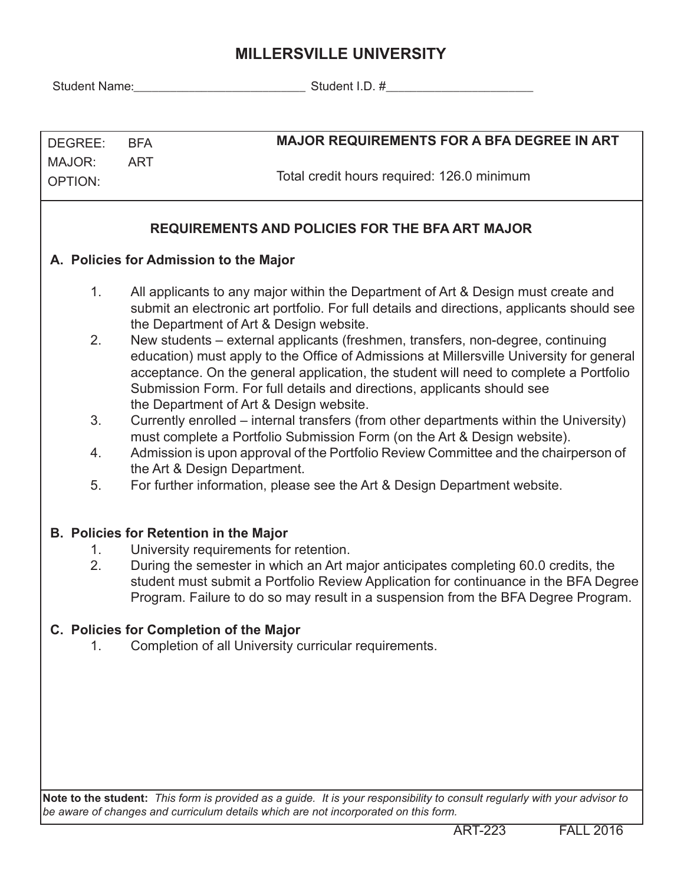# MILLERSVILLE UNIVERSITY

Student Name:__________________________ Student I.D. #______________________

| DEGREE: | BFA | **MAJOR REQUIREMENTS FOR A BFA DEGREE IN ART** |
|---|---|---|
| MAJOR: | ART | Total credit hours required: 126.0 minimum |
| OPTION: | | |

## REQUIREMENTS AND POLICIES FOR THE BFA ART MAJOR

### A. Policies for Admission to the Major

1. All applicants to any major within the Department of Art & Design must create and submit an electronic art portfolio. For full details and directions, applicants should see the Department of Art & Design website.
2. New students – external applicants (freshmen, transfers, non-degree, continuing education) must apply to the Office of Admissions at Millersville University for general acceptance. On the general application, the student will need to complete a Portfolio Submission Form. For full details and directions, applicants should see the Department of Art & Design website.
3. Currently enrolled – internal transfers (from other departments within the University) must complete a Portfolio Submission Form (on the Art & Design website).
4. Admission is upon approval of the Portfolio Review Committee and the chairperson of the Art & Design Department.
5. For further information, please see the Art & Design Department website.

### B. Policies for Retention in the Major

1. University requirements for retention.
2. During the semester in which an Art major anticipates completing 60.0 credits, the student must submit a Portfolio Review Application for continuance in the BFA Degree Program. Failure to do so may result in a suspension from the BFA Degree Program.

### C. Policies for Completion of the Major

1. Completion of all University curricular requirements.

**Note to the student:** *This form is provided as a guide. It is your responsibility to consult regularly with your advisor to be aware of changes and curriculum details which are not incorporated on this form.*

ART-223 FALL 2016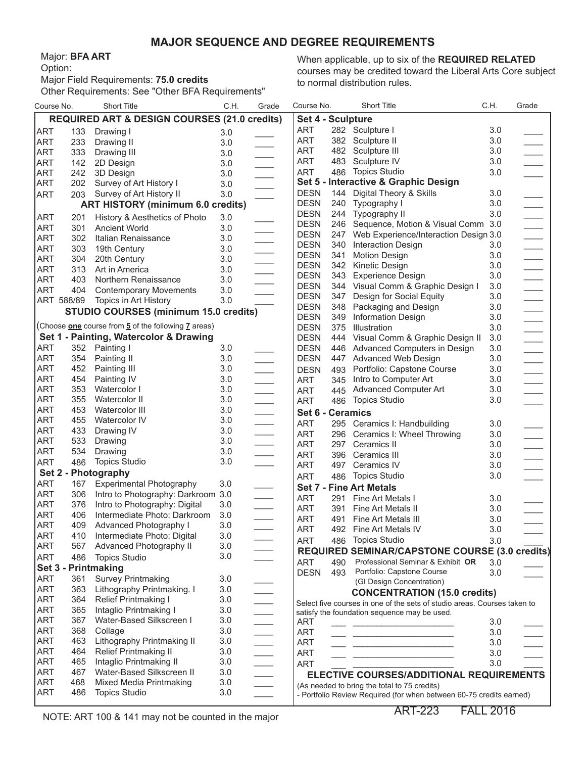# MAJOR SEQUENCE AND DEGREE REQUIREMENTS

Major: **BFA ART**
Option:
Major Field Requirements: **75.0 credits**
Other Requirements: See "Other BFA Requirements"

When applicable, up to six of the **REQUIRED RELATED** courses may be credited toward the Liberal Arts Core subject to normal distribution rules.

| Course No. | | Short Title | C.H. | Grade |
|---|---|---|---|---|
| **REQUIRED ART & DESIGN COURSES (21.0 credits)** | | | | |
| ART | 133 | Drawing I | 3.0 | ____ |
| ART | 233 | Drawing II | 3.0 | ____ |
| ART | 333 | Drawing III | 3.0 | ____ |
| ART | 142 | 2D Design | 3.0 | ____ |
| ART | 242 | 3D Design | 3.0 | ____ |
| ART | 202 | Survey of Art History I | 3.0 | ____ |
| ART | 203 | Survey of Art History II | 3.0 | ____ |
| **ART HISTORY (minimum 6.0 credits)** | | | | |
| ART | 201 | History & Aesthetics of Photo | 3.0 | ____ |
| ART | 301 | Ancient World | 3.0 | ____ |
| ART | 302 | Italian Renaissance | 3.0 | ____ |
| ART | 303 | 19th Century | 3.0 | ____ |
| ART | 304 | 20th Century | 3.0 | ____ |
| ART | 313 | Art in America | 3.0 | ____ |
| ART | 403 | Northern Renaissance | 3.0 | ____ |
| ART | 404 | Contemporary Movements | 3.0 | ____ |
| ART | 588/89 | Topics in Art History | 3.0 | ____ |
| **STUDIO COURSES (minimum 15.0 credits)** | | | | |
| (Choose **one** course from **5** of the following **7** areas) | | | | |
| **Set 1 - Painting, Watercolor & Drawing** | | | | |
| ART | 352 | Painting I | 3.0 | ____ |
| ART | 354 | Painting II | 3.0 | ____ |
| ART | 452 | Painting III | 3.0 | ____ |
| ART | 454 | Painting IV | 3.0 | ____ |
| ART | 353 | Watercolor I | 3.0 | ____ |
| ART | 355 | Watercolor II | 3.0 | ____ |
| ART | 453 | Watercolor III | 3.0 | ____ |
| ART | 455 | Watercolor IV | 3.0 | ____ |
| ART | 433 | Drawing IV | 3.0 | ____ |
| ART | 533 | Drawing | 3.0 | ____ |
| ART | 534 | Drawing | 3.0 | ____ |
| ART | 486 | Topics Studio | 3.0 | ____ |
| **Set 2 - Photography** | | | | |
| ART | 167 | Experimental Photography | 3.0 | ____ |
| ART | 306 | Intro to Photography: Darkroom | 3.0 | ____ |
| ART | 376 | Intro to Photography: Digital | 3.0 | ____ |
| ART | 406 | Intermediate Photo: Darkroom | 3.0 | ____ |
| ART | 409 | Advanced Photography I | 3.0 | ____ |
| ART | 410 | Intermediate Photo: Digital | 3.0 | ____ |
| ART | 567 | Advanced Photography II | 3.0 | ____ |
| ART | 486 | Topics Studio | 3.0 | ____ |
| **Set 3 - Printmaking** | | | | |
| ART | 361 | Survey Printmaking | 3.0 | ____ |
| ART | 363 | Lithography Printmaking. I | 3.0 | ____ |
| ART | 364 | Relief Printmaking I | 3.0 | ____ |
| ART | 365 | Intaglio Printmaking I | 3.0 | ____ |
| ART | 367 | Water-Based Silkscreen I | 3.0 | ____ |
| ART | 368 | Collage | 3.0 | ____ |
| ART | 463 | Lithography Printmaking II | 3.0 | ____ |
| ART | 464 | Relief Printmaking II | 3.0 | ____ |
| ART | 465 | Intaglio Printmaking II | 3.0 | ____ |
| ART | 467 | Water-Based Silkscreen II | 3.0 | ____ |
| ART | 468 | Mixed Media Printmaking | 3.0 | ____ |
| ART | 486 | Topics Studio | 3.0 | ____ |
| **Set 4 - Sculpture** | | | | |
| ART | 282 | Sculpture I | 3.0 | ____ |
| ART | 382 | Sculpture II | 3.0 | ____ |
| ART | 482 | Sculpture III | 3.0 | ____ |
| ART | 483 | Sculpture IV | 3.0 | ____ |
| ART | 486 | Topics Studio | 3.0 | ____ |
| **Set 5 - Interactive & Graphic Design** | | | | |
| DESN | 144 | Digital Theory & Skills | 3.0 | ____ |
| DESN | 240 | Typography I | 3.0 | ____ |
| DESN | 244 | Typography II | 3.0 | ____ |
| DESN | 246 | Sequence, Motion & Visual Comm | 3.0 | ____ |
| DESN | 247 | Web Experience/Interaction Design | 3.0 | ____ |
| DESN | 340 | Interaction Design | 3.0 | ____ |
| DESN | 341 | Motion Design | 3.0 | ____ |
| DESN | 342 | Kinetic Design | 3.0 | ____ |
| DESN | 343 | Experience Design | 3.0 | ____ |
| DESN | 344 | Visual Comm & Graphic Design I | 3.0 | ____ |
| DESN | 347 | Design for Social Equity | 3.0 | ____ |
| DESN | 348 | Packaging and Design | 3.0 | ____ |
| DESN | 349 | Information Design | 3.0 | ____ |
| DESN | 375 | Illustration | 3.0 | ____ |
| DESN | 444 | Visual Comm & Graphic Design II | 3.0 | ____ |
| DESN | 446 | Advanced Computers in Design | 3.0 | ____ |
| DESN | 447 | Advanced Web Design | 3.0 | ____ |
| DESN | 493 | Portfolio: Capstone Course | 3.0 | ____ |
| ART | 345 | Intro to Computer Art | 3.0 | ____ |
| ART | 445 | Advanced Computer Art | 3.0 | ____ |
| ART | 486 | Topics Studio | 3.0 | ____ |
| **Set 6 - Ceramics** | | | | |
| ART | 295 | Ceramics I: Handbuilding | 3.0 | ____ |
| ART | 296 | Ceramics I: Wheel Throwing | 3.0 | ____ |
| ART | 297 | Ceramics II | 3.0 | ____ |
| ART | 396 | Ceramics III | 3.0 | ____ |
| ART | 497 | Ceramics IV | 3.0 | ____ |
| ART | 486 | Topics Studio | 3.0 | ____ |
| **Set 7 - Fine Art Metals** | | | | |
| ART | 291 | Fine Art Metals I | 3.0 | ____ |
| ART | 391 | Fine Art Metals II | 3.0 | ____ |
| ART | 491 | Fine Art Metals III | 3.0 | ____ |
| ART | 492 | Fine Art Metals IV | 3.0 | ____ |
| ART | 486 | Topics Studio | 3.0 | ____ |
| **REQUIRED SEMINAR/CAPSTONE COURSE (3.0 credits)** | | | | |
| ART | 490 | Professional Seminar & Exhibit **OR** | 3.0 | ____ |
| DESN | 493 | Portfolio: Capstone Course (GI Design Concentration) | 3.0 | ____ |
| **CONCENTRATION (15.0 credits)** | | | | |
| Select five courses in one of the sets of studio areas. Courses taken to satisfy the foundation sequence may be used. | | | | |
| ART | ___ | ____________________ | 3.0 | ____ |
| ART | ___ | ____________________ | 3.0 | ____ |
| ART | ___ | ____________________ | 3.0 | ____ |
| ART | ___ | ____________________ | 3.0 | ____ |
| ART | ___ | ____________________ | 3.0 | ____ |
| **ELECTIVE COURSES/ADDITIONAL REQUIREMENTS** | | | | |
| (As needed to bring the total to 75 credits) | | | | |
| - Portfolio Review Required (for when between 60-75 credits earned) | | | | |

NOTE: ART 100 & 141 may not be counted in the major

ART-223 FALL 2016